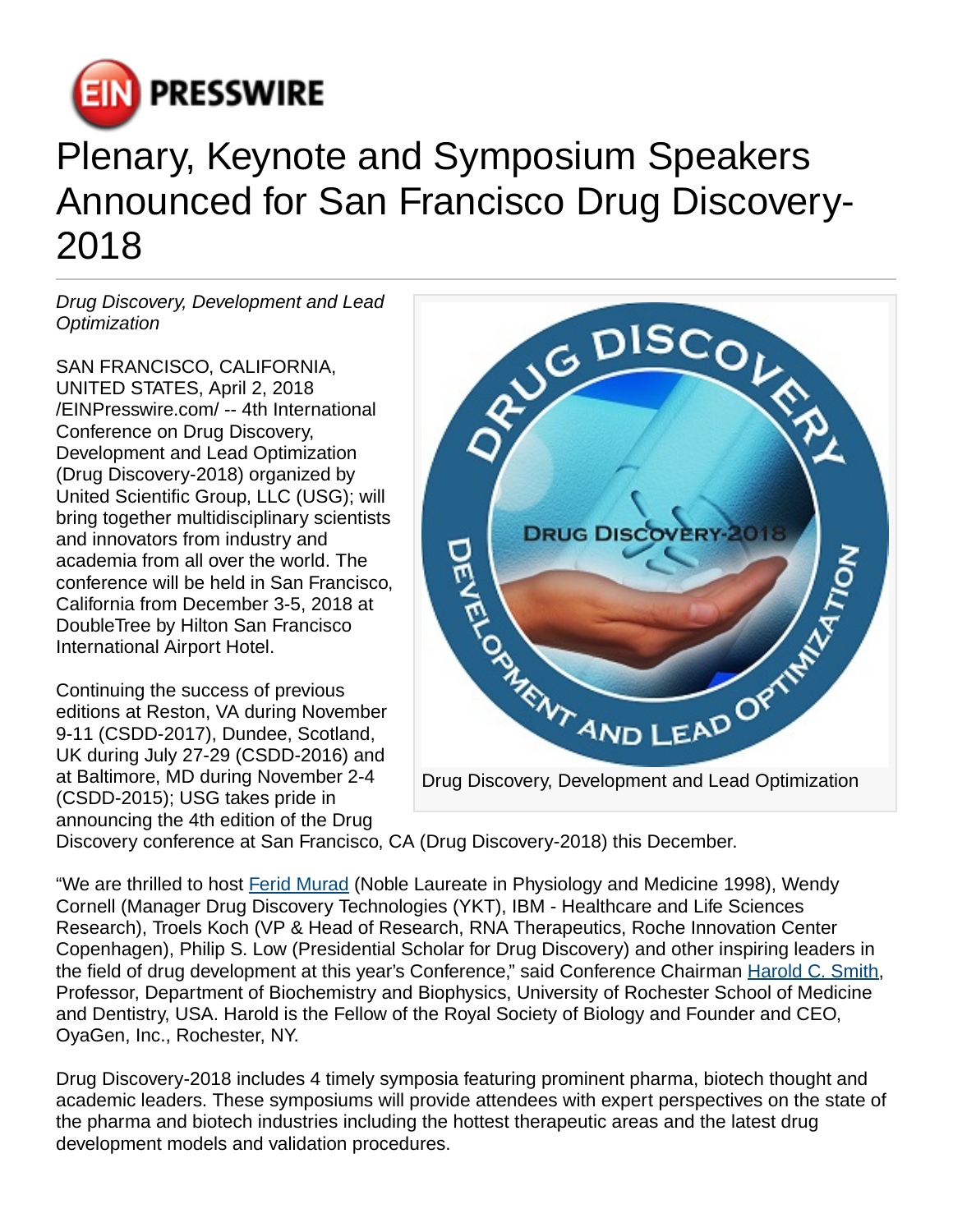# Plenary, Keynote and Symposium Speakers Announced for San Francisco Drug Discovery-2018

*Drug Discovery, Development and Lead Optimization*

SAN FRANCISCO, CALIFORNIA, UNITED STATES, April 2, 2018 /EINPresswire.com/ -- 4th International Conference on Drug Discovery, Development and Lead Optimization (Drug Discovery-2018) organized by United Scientific Group, LLC (USG); will bring together multidisciplinary scientists and innovators from industry and academia from all over the world. The conference will be held in San Francisco, California from December 3-5, 2018 at DoubleTree by Hilton San Francisco International Airport Hotel.

Drug Discovery, Development and Lead Optimization

Continuing the success of previous editions at Reston, VA during November 9-11 (CSDD-2017), Dundee, Scotland, UK during July 27-29 (CSDD-2016) and at Baltimore, MD during November 2-4 (CSDD-2015); USG takes pride in announcing the 4th edition of the Drug Discovery conference at San Francisco, CA (Drug Discovery-2018) this December.

"We are thrilled to host Ferid Murad (Noble Laureate in Physiology and Medicine 1998), Wendy Cornell (Manager Drug Discovery Technologies (YKT), IBM - Healthcare and Life Sciences Research), Troels Koch (VP & Head of Research, RNA Therapeutics, Roche Innovation Center Copenhagen), Philip S. Low (Presidential Scholar for Drug Discovery) and other inspiring leaders in the field of drug development at this year's Conference," said Conference Chairman Harold C. Smith, Professor, Department of Biochemistry and Biophysics, University of Rochester School of Medicine and Dentistry, USA. Harold is the Fellow of the Royal Society of Biology and Founder and CEO, OyaGen, Inc., Rochester, NY.

Drug Discovery-2018 includes 4 timely symposia featuring prominent pharma, biotech thought and academic leaders. These symposiums will provide attendees with expert perspectives on the state of the pharma and biotech industries including the hottest therapeutic areas and the latest drug development models and validation procedures.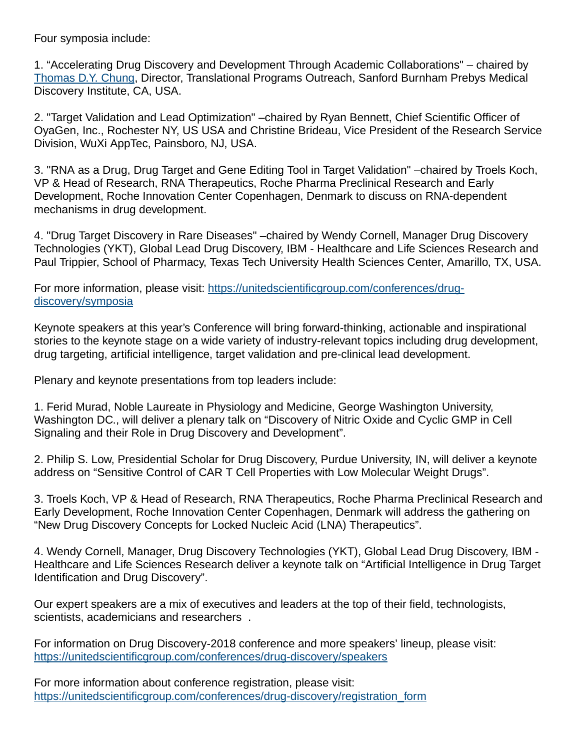Four symposia include:

1. “Accelerating Drug Discovery and Development Through Academic Collaborations" – chaired by [Thomas D.Y. Chung](#), Director, Translational Programs Outreach, Sanford Burnham Prebys Medical Discovery Institute, CA, USA.

2. "Target Validation and Lead Optimization" –chaired by Ryan Bennett, Chief Scientific Officer of OyaGen, Inc., Rochester NY, US USA and Christine Brideau, Vice President of the Research Service Division, WuXi AppTec, Painsboro, NJ, USA.

3. "RNA as a Drug, Drug Target and Gene Editing Tool in Target Validation" –chaired by Troels Koch, VP & Head of Research, RNA Therapeutics, Roche Pharma Preclinical Research and Early Development, Roche Innovation Center Copenhagen, Denmark to discuss on RNA-dependent mechanisms in drug development.

4. "Drug Target Discovery in Rare Diseases" –chaired by Wendy Cornell, Manager Drug Discovery Technologies (YKT), Global Lead Drug Discovery, IBM - Healthcare and Life Sciences Research and Paul Trippier, School of Pharmacy, Texas Tech University Health Sciences Center, Amarillo, TX, USA.

For more information, please visit: [https://unitedscientificgroup.com/conferences/drug-discovery/symposia](https://unitedscientificgroup.com/conferences/drug-discovery/symposia)

Keynote speakers at this year’s Conference will bring forward-thinking, actionable and inspirational stories to the keynote stage on a wide variety of industry-relevant topics including drug development, drug targeting, artificial intelligence, target validation and pre-clinical lead development.

Plenary and keynote presentations from top leaders include:

1. Ferid Murad, Noble Laureate in Physiology and Medicine, George Washington University, Washington DC., will deliver a plenary talk on “Discovery of Nitric Oxide and Cyclic GMP in Cell Signaling and their Role in Drug Discovery and Development”.

2. Philip S. Low, Presidential Scholar for Drug Discovery, Purdue University, IN, will deliver a keynote address on “Sensitive Control of CAR T Cell Properties with Low Molecular Weight Drugs”.

3. Troels Koch, VP & Head of Research, RNA Therapeutics, Roche Pharma Preclinical Research and Early Development, Roche Innovation Center Copenhagen, Denmark will address the gathering on “New Drug Discovery Concepts for Locked Nucleic Acid (LNA) Therapeutics”.

4. Wendy Cornell, Manager, Drug Discovery Technologies (YKT), Global Lead Drug Discovery, IBM - Healthcare and Life Sciences Research deliver a keynote talk on “Artificial Intelligence in Drug Target Identification and Drug Discovery”.

Our expert speakers are a mix of executives and leaders at the top of their field, technologists, scientists, academicians and researchers .

For information on Drug Discovery-2018 conference and more speakers’ lineup, please visit: [https://unitedscientificgroup.com/conferences/drug-discovery/speakers](https://unitedscientificgroup.com/conferences/drug-discovery/speakers)

For more information about conference registration, please visit: [https://unitedscientificgroup.com/conferences/drug-discovery/registration_form](https://unitedscientificgroup.com/conferences/drug-discovery/registration_form)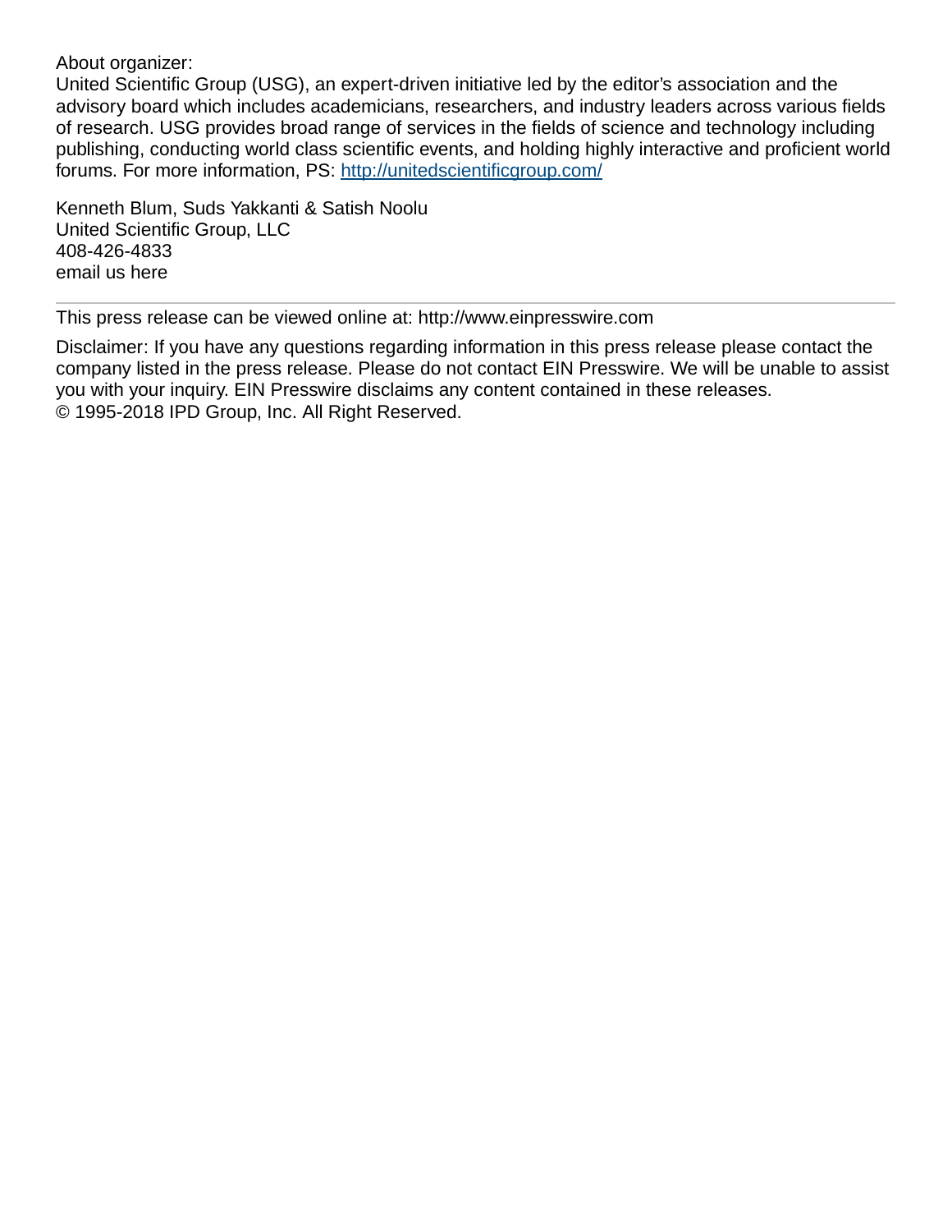About organizer:
United Scientific Group (USG), an expert-driven initiative led by the editor's association and the advisory board which includes academicians, researchers, and industry leaders across various fields of research. USG provides broad range of services in the fields of science and technology including publishing, conducting world class scientific events, and holding highly interactive and proficient world forums. For more information, PS: [http://unitedscientificgroup.com/](http://unitedscientificgroup.com/)

Kenneth Blum, Suds Yakkanti & Satish Noolu
United Scientific Group, LLC
408-426-4833
email us here

---

This press release can be viewed online at: http://www.einpresswire.com

Disclaimer: If you have any questions regarding information in this press release please contact the company listed in the press release. Please do not contact EIN Presswire. We will be unable to assist you with your inquiry. EIN Presswire disclaims any content contained in these releases.
© 1995-2018 IPD Group, Inc. All Right Reserved.